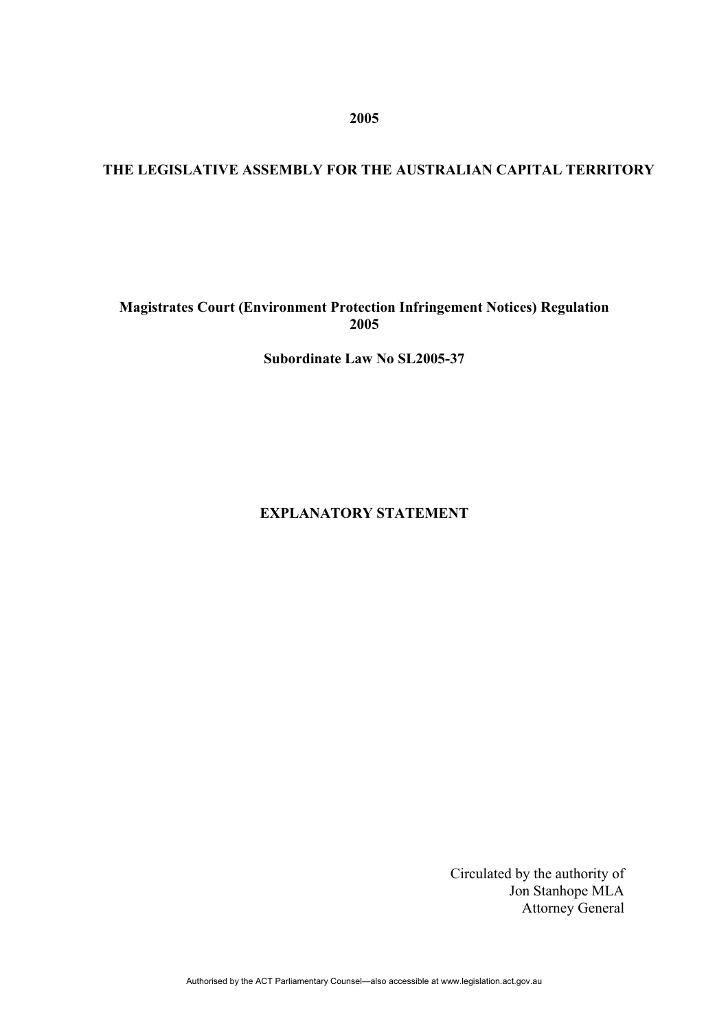**2005**

**THE LEGISLATIVE ASSEMBLY FOR THE AUSTRALIAN CAPITAL TERRITORY**

**Magistrates Court (Environment Protection Infringement Notices) Regulation 2005**

**Subordinate Law No SL2005-37**

# EXPLANATORY STATEMENT

Circulated by the authority of
Jon Stanhope MLA
Attorney General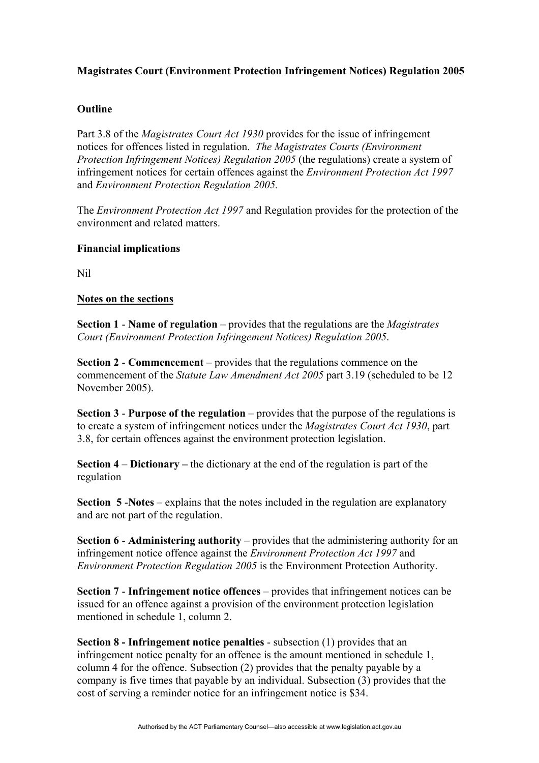**Magistrates Court (Environment Protection Infringement Notices) Regulation 2005**

**Outline**

Part 3.8 of the *Magistrates Court Act 1930* provides for the issue of infringement notices for offences listed in regulation. *The Magistrates Courts (Environment Protection Infringement Notices) Regulation 2005* (the regulations) create a system of infringement notices for certain offences against the *Environment Protection Act 1997* and *Environment Protection Regulation 2005.*

The *Environment Protection Act 1997* and Regulation provides for the protection of the environment and related matters.

**Financial implications**

Nil

**Notes on the sections**

**Section 1** - **Name of regulation** – provides that the regulations are the *Magistrates Court (Environment Protection Infringement Notices) Regulation 2005*.

**Section 2** - **Commencement** – provides that the regulations commence on the commencement of the *Statute Law Amendment Act 2005* part 3.19 (scheduled to be 12 November 2005).

**Section 3** - **Purpose of the regulation** – provides that the purpose of the regulations is to create a system of infringement notices under the *Magistrates Court Act 1930*, part 3.8, for certain offences against the environment protection legislation.

**Section 4** – **Dictionary –** the dictionary at the end of the regulation is part of the regulation

**Section 5** -**Notes** – explains that the notes included in the regulation are explanatory and are not part of the regulation.

**Section 6** - **Administering authority** – provides that the administering authority for an infringement notice offence against the *Environment Protection Act 1997* and *Environment Protection Regulation 2005* is the Environment Protection Authority.

**Section 7** - **Infringement notice offences** – provides that infringement notices can be issued for an offence against a provision of the environment protection legislation mentioned in schedule 1, column 2.

**Section 8 - Infringement notice penalties** - subsection (1) provides that an infringement notice penalty for an offence is the amount mentioned in schedule 1, column 4 for the offence. Subsection (2) provides that the penalty payable by a company is five times that payable by an individual. Subsection (3) provides that the cost of serving a reminder notice for an infringement notice is $34.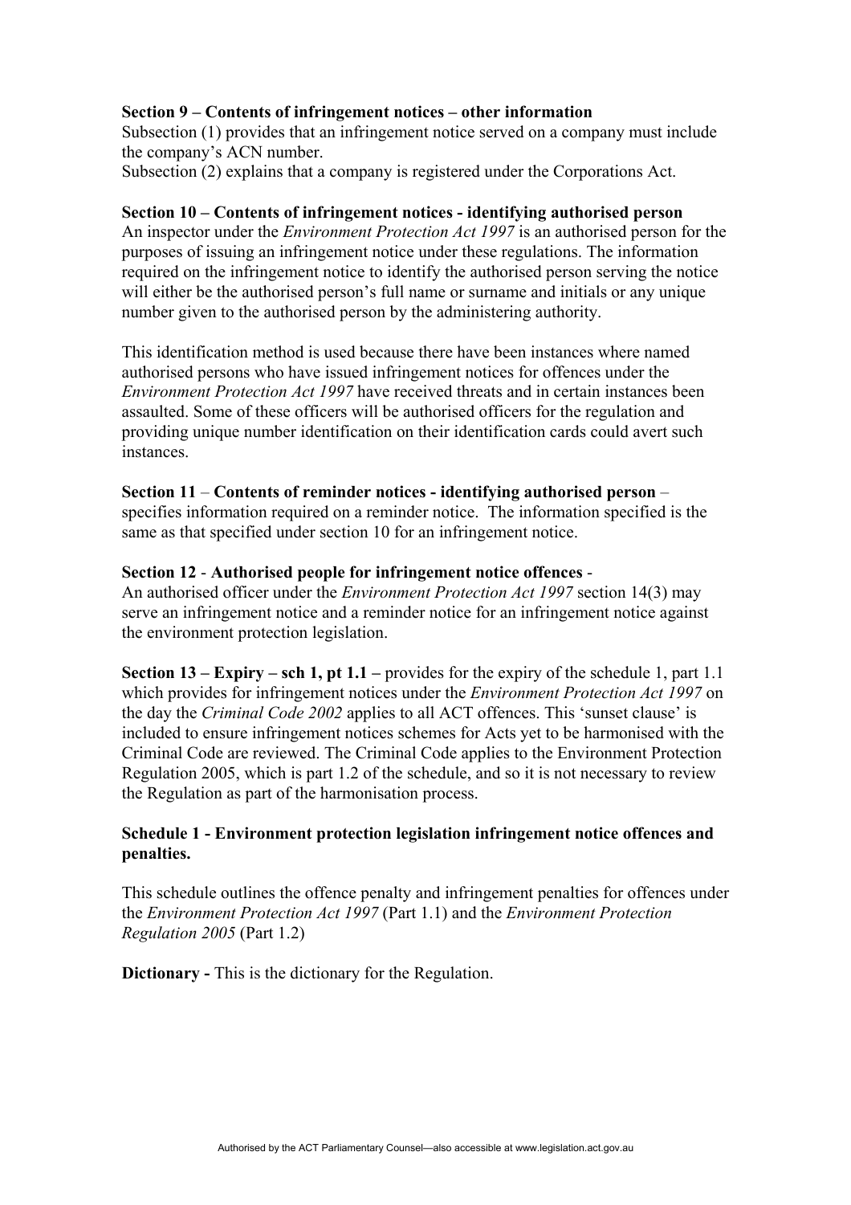**Section 9 – Contents of infringement notices – other information**
Subsection (1) provides that an infringement notice served on a company must include the company's ACN number.
Subsection (2) explains that a company is registered under the Corporations Act.

**Section 10 – Contents of infringement notices - identifying authorised person**
An inspector under the *Environment Protection Act 1997* is an authorised person for the purposes of issuing an infringement notice under these regulations. The information required on the infringement notice to identify the authorised person serving the notice will either be the authorised person's full name or surname and initials or any unique number given to the authorised person by the administering authority.

This identification method is used because there have been instances where named authorised persons who have issued infringement notices for offences under the *Environment Protection Act 1997* have received threats and in certain instances been assaulted. Some of these officers will be authorised officers for the regulation and providing unique number identification on their identification cards could avert such instances.

**Section 11** – **Contents of reminder notices - identifying authorised person** – specifies information required on a reminder notice. The information specified is the same as that specified under section 10 for an infringement notice.

**Section 12** - **Authorised people for infringement notice offences** -
An authorised officer under the *Environment Protection Act 1997* section 14(3) may serve an infringement notice and a reminder notice for an infringement notice against the environment protection legislation.

**Section 13 – Expiry – sch 1, pt 1.1 –** provides for the expiry of the schedule 1, part 1.1 which provides for infringement notices under the *Environment Protection Act 1997* on the day the *Criminal Code 2002* applies to all ACT offences. This 'sunset clause' is included to ensure infringement notices schemes for Acts yet to be harmonised with the Criminal Code are reviewed. The Criminal Code applies to the Environment Protection Regulation 2005, which is part 1.2 of the schedule, and so it is not necessary to review the Regulation as part of the harmonisation process.

**Schedule 1 - Environment protection legislation infringement notice offences and penalties.**

This schedule outlines the offence penalty and infringement penalties for offences under the *Environment Protection Act 1997* (Part 1.1) and the *Environment Protection Regulation 2005* (Part 1.2)

**Dictionary -** This is the dictionary for the Regulation.